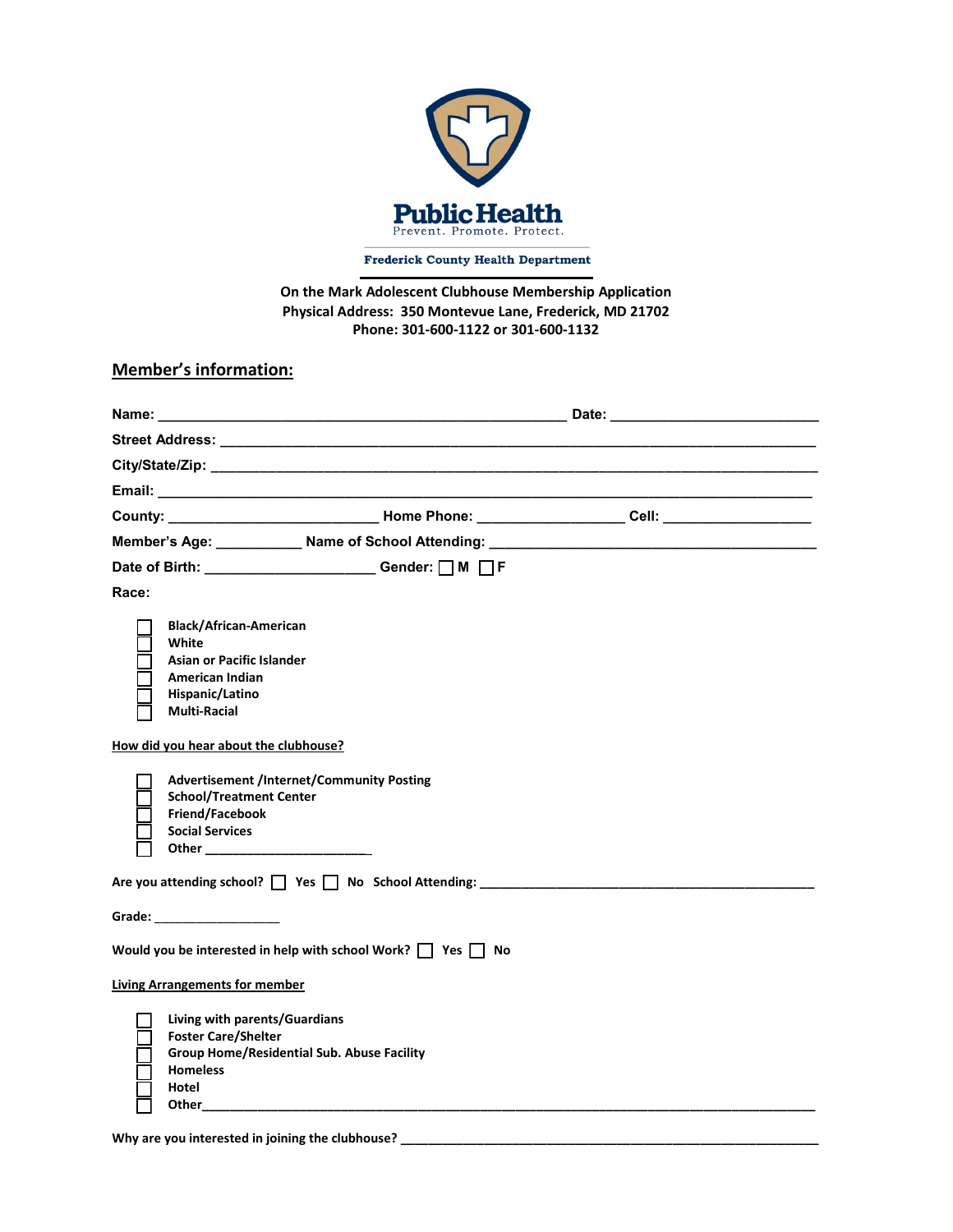**Public Health**
Prevent. Promote. Protect.

**Frederick County Health Department**

**On the Mark Adolescent Clubhouse Membership Application**
**Physical Address: 350 Montevue Lane, Frederick, MD 21702**
**Phone: 301-600-1122 or 301-600-1132**

## Member's information:

**Name:** ______________________________________________ **Date:** ________________________

**Street Address:** ________________________________________________________________________

**City/State/Zip:** ________________________________________________________________________

**Email:** ______________________________________________________________________________

**County:** _________________________ **Home Phone:** _________________ **Cell:** _________________

**Member's Age:** __________ **Name of School Attending:** _________________________________________

**Date of Birth:** ____________________ **Gender:** ☐ **M** ☐ **F**

**Race:**

- ☐ Black/African-American
- ☐ White
- ☐ Asian or Pacific Islander
- ☐ American Indian
- ☐ Hispanic/Latino
- ☐ Multi-Racial

**How did you hear about the clubhouse?**

- ☐ Advertisement /Internet/Community Posting
- ☐ School/Treatment Center
- ☐ Friend/Facebook
- ☐ Social Services
- ☐ Other ______________________

Are you attending school? ☐ Yes ☐ No School Attending: ______________________________________________

Grade: _________________

Would you be interested in help with school Work? ☐ Yes ☐ No

**Living Arrangements for member**

- ☐ Living with parents/Guardians
- ☐ Foster Care/Shelter
- ☐ Group Home/Residential Sub. Abuse Facility
- ☐ Homeless
- ☐ Hotel
- ☐ Other_____________________________________________________________________________

Why are you interested in joining the clubhouse? _______________________________________________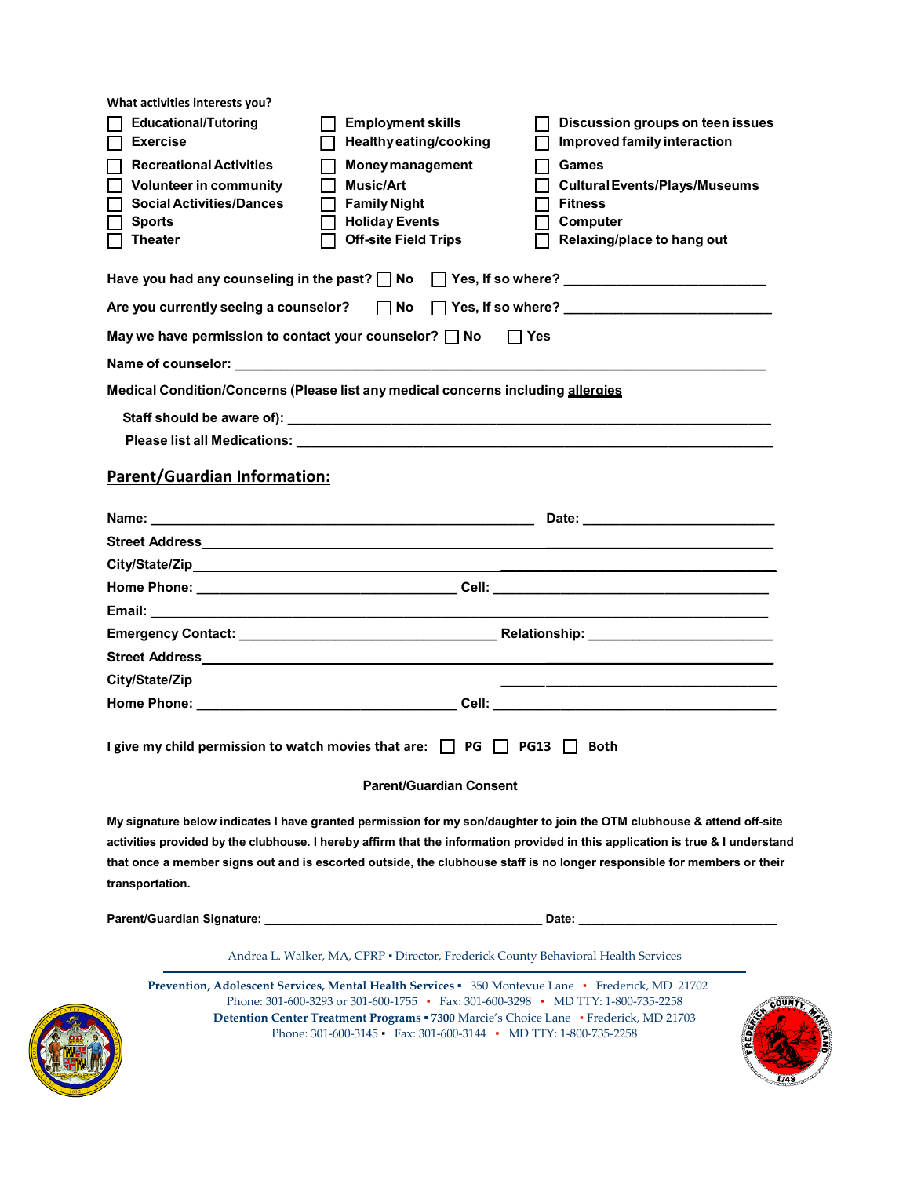What activities interests you?

| | | |
|---|---|---|
| ☐ Educational/Tutoring | ☐ Employment skills | ☐ Discussion groups on teen issues |
| ☐ Exercise | ☐ Healthy eating/cooking | ☐ Improved family interaction |
| ☐ Recreational Activities | ☐ Money management | ☐ Games |
| ☐ Volunteer in community | ☐ Music/Art | ☐ Cultural Events/Plays/Museums |
| ☐ Social Activities/Dances | ☐ Family Night | ☐ Fitness |
| ☐ Sports | ☐ Holiday Events | ☐ Computer |
| ☐ Theater | ☐ Off-site Field Trips | ☐ Relaxing/place to hang out |

**Have you had any counseling in the past?** ☐ **No** ☐ **Yes, If so where?** ___________________________

**Are you currently seeing a counselor?** ☐ **No** ☐ **Yes, If so where?** ___________________________

**May we have permission to contact your counselor?** ☐ **No** ☐ **Yes**

**Name of counselor:** ________________________________________________________________________

**Medical Condition/Concerns (Please list any medical concerns including <u>allergies</u>**

**Staff should be aware of):** _________________________________________________________________

**Please list all Medications:** _________________________________________________________________

## Parent/Guardian Information:

**Name:** ______________________________________________ **Date:** ________________________

**Street Address** ____________________________________________________________________________

**City/State/Zip** ____________________________________________________________________________

**Home Phone:** _______________________________ **Cell:** _______________________________________

**Email:** __________________________________________________________________________________

**Emergency Contact:** ______________________________ **Relationship:** ________________________

**Street Address** ____________________________________________________________________________

**City/State/Zip** ____________________________________________________________________________

**Home Phone:** _______________________________ **Cell:** _______________________________________

**I give my child permission to watch movies that are:** ☐ **PG** ☐ **PG13** ☐ **Both**

**<u>Parent/Guardian Consent</u>**

**My signature below indicates I have granted permission for my son/daughter to join the OTM clubhouse & attend off-site activities provided by the clubhouse. I hereby affirm that the information provided in this application is true & I understand that once a member signs out and is escorted outside, the clubhouse staff is no longer responsible for members or their transportation.**

**Parent/Guardian Signature:** ______________________________________ **Date:** __________________________

Andrea L. Walker, MA, CPRP ▪ Director, Frederick County Behavioral Health Services

**Prevention, Adolescent Services, Mental Health Services** ▪ 350 Montevue Lane ▪ Frederick, MD 21702
Phone: 301-600-3293 or 301-600-1755 ▪ Fax: 301-600-3298 ▪ MD TTY: 1-800-735-2258
**Detention Center Treatment Programs ▪ 7300** Marcie's Choice Lane ▪ Frederick, MD 21703
Phone: 301-600-3145 ▪ Fax: 301-600-3144 ▪ MD TTY: 1-800-735-2258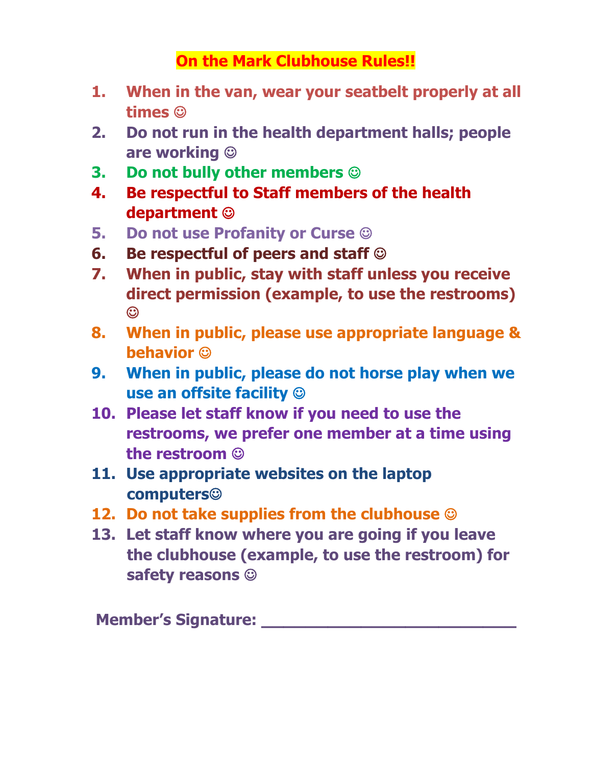# On the Mark Clubhouse Rules!!

1. **When in the van, wear your seatbelt properly at all times ☺**
2. **Do not run in the health department halls; people are working ☺**
3. **Do not bully other members ☺**
4. **Be respectful to Staff members of the health department ☺**
5. **Do not use Profanity or Curse ☺**
6. **Be respectful of peers and staff ☺**
7. **When in public, stay with staff unless you receive direct permission (example, to use the restrooms) ☺**
8. **When in public, please use appropriate language & behavior ☺**
9. **When in public, please do not horse play when we use an offsite facility ☺**
10. **Please let staff know if you need to use the restrooms, we prefer one member at a time using the restroom ☺**
11. **Use appropriate websites on the laptop computers☺**
12. **Do not take supplies from the clubhouse ☺**
13. **Let staff know where you are going if you leave the clubhouse (example, to use the restroom) for safety reasons ☺**

**Member's Signature: ___________________________**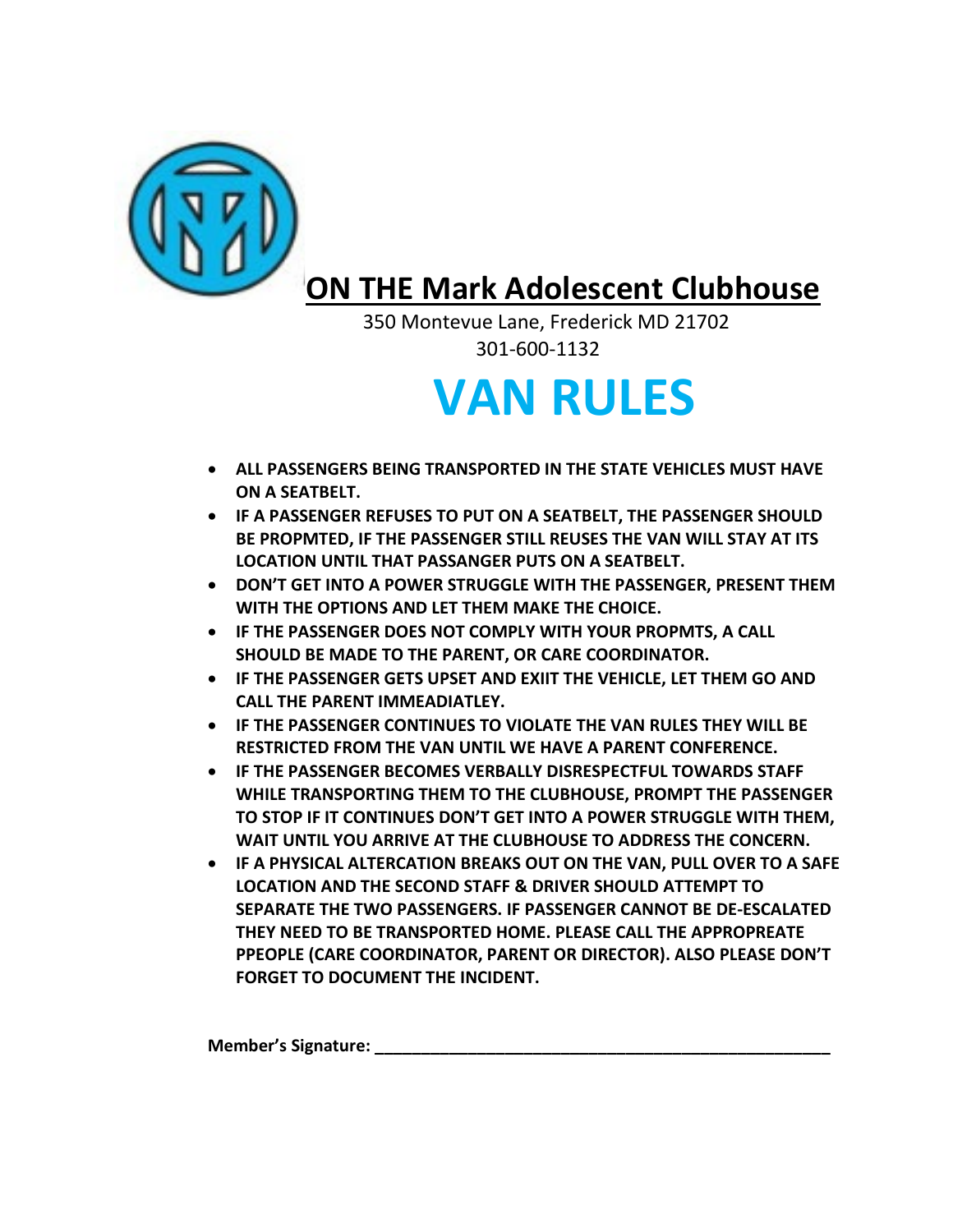# ON THE Mark Adolescent Clubhouse

350 Montevue Lane, Frederick MD 21702
301-600-1132

# VAN RULES

- **ALL PASSENGERS BEING TRANSPORTED IN THE STATE VEHICLES MUST HAVE ON A SEATBELT.**
- **IF A PASSENGER REFUSES TO PUT ON A SEATBELT, THE PASSENGER SHOULD BE PROPMTED, IF THE PASSENGER STILL REUSES THE VAN WILL STAY AT ITS LOCATION UNTIL THAT PASSANGER PUTS ON A SEATBELT.**
- **DON'T GET INTO A POWER STRUGGLE WITH THE PASSENGER, PRESENT THEM WITH THE OPTIONS AND LET THEM MAKE THE CHOICE.**
- **IF THE PASSENGER DOES NOT COMPLY WITH YOUR PROPMTS, A CALL SHOULD BE MADE TO THE PARENT, OR CARE COORDINATOR.**
- **IF THE PASSENGER GETS UPSET AND EXIIT THE VEHICLE, LET THEM GO AND CALL THE PARENT IMMEADIATLEY.**
- **IF THE PASSENGER CONTINUES TO VIOLATE THE VAN RULES THEY WILL BE RESTRICTED FROM THE VAN UNTIL WE HAVE A PARENT CONFERENCE.**
- **IF THE PASSENGER BECOMES VERBALLY DISRESPECTFUL TOWARDS STAFF WHILE TRANSPORTING THEM TO THE CLUBHOUSE, PROMPT THE PASSENGER TO STOP IF IT CONTINUES DON'T GET INTO A POWER STRUGGLE WITH THEM, WAIT UNTIL YOU ARRIVE AT THE CLUBHOUSE TO ADDRESS THE CONCERN.**
- **IF A PHYSICAL ALTERCATION BREAKS OUT ON THE VAN, PULL OVER TO A SAFE LOCATION AND THE SECOND STAFF & DRIVER SHOULD ATTEMPT TO SEPARATE THE TWO PASSENGERS. IF PASSENGER CANNOT BE DE-ESCALATED THEY NEED TO BE TRANSPORTED HOME. PLEASE CALL THE APPROPREATE PPEOPLE (CARE COORDINATOR, PARENT OR DIRECTOR). ALSO PLEASE DON'T FORGET TO DOCUMENT THE INCIDENT.**

**Member's Signature: ______________________________________________________**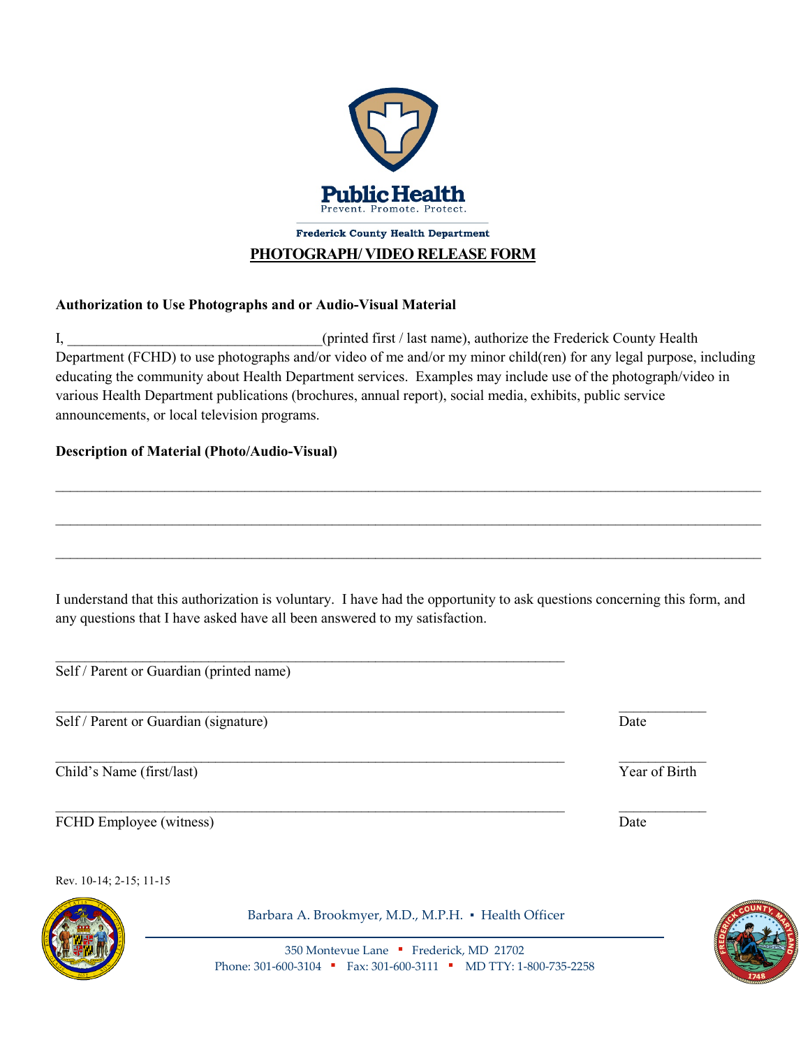Public Health
Prevent. Promote. Protect.

Frederick County Health Department

# PHOTOGRAPH/ VIDEO RELEASE FORM

**Authorization to Use Photographs and or Audio-Visual Material**

I, ___________________________________(printed first / last name), authorize the Frederick County Health Department (FCHD) to use photographs and/or video of me and/or my minor child(ren) for any legal purpose, including educating the community about Health Department services. Examples may include use of the photograph/video in various Health Department publications (brochures, annual report), social media, exhibits, public service announcements, or local television programs.

**Description of Material (Photo/Audio-Visual)**

_____________________________________________________________________________________________

_____________________________________________________________________________________________

_____________________________________________________________________________________________

I understand that this authorization is voluntary. I have had the opportunity to ask questions concerning this form, and any questions that I have asked have all been answered to my satisfaction.

_____________________________________________________________________
Self / Parent or Guardian (printed name)

_____________________________________________________________________ ____________
Self / Parent or Guardian (signature) Date

_____________________________________________________________________ ____________
Child's Name (first/last) Year of Birth

_____________________________________________________________________ ____________
FCHD Employee (witness) Date

Rev. 10-14; 2-15; 11-15

Barbara A. Brookmyer, M.D., M.P.H. ▪ Health Officer

350 Montevue Lane ▪ Frederick, MD 21702
Phone: 301-600-3104 ▪ Fax: 301-600-3111 ▪ MD TTY: 1-800-735-2258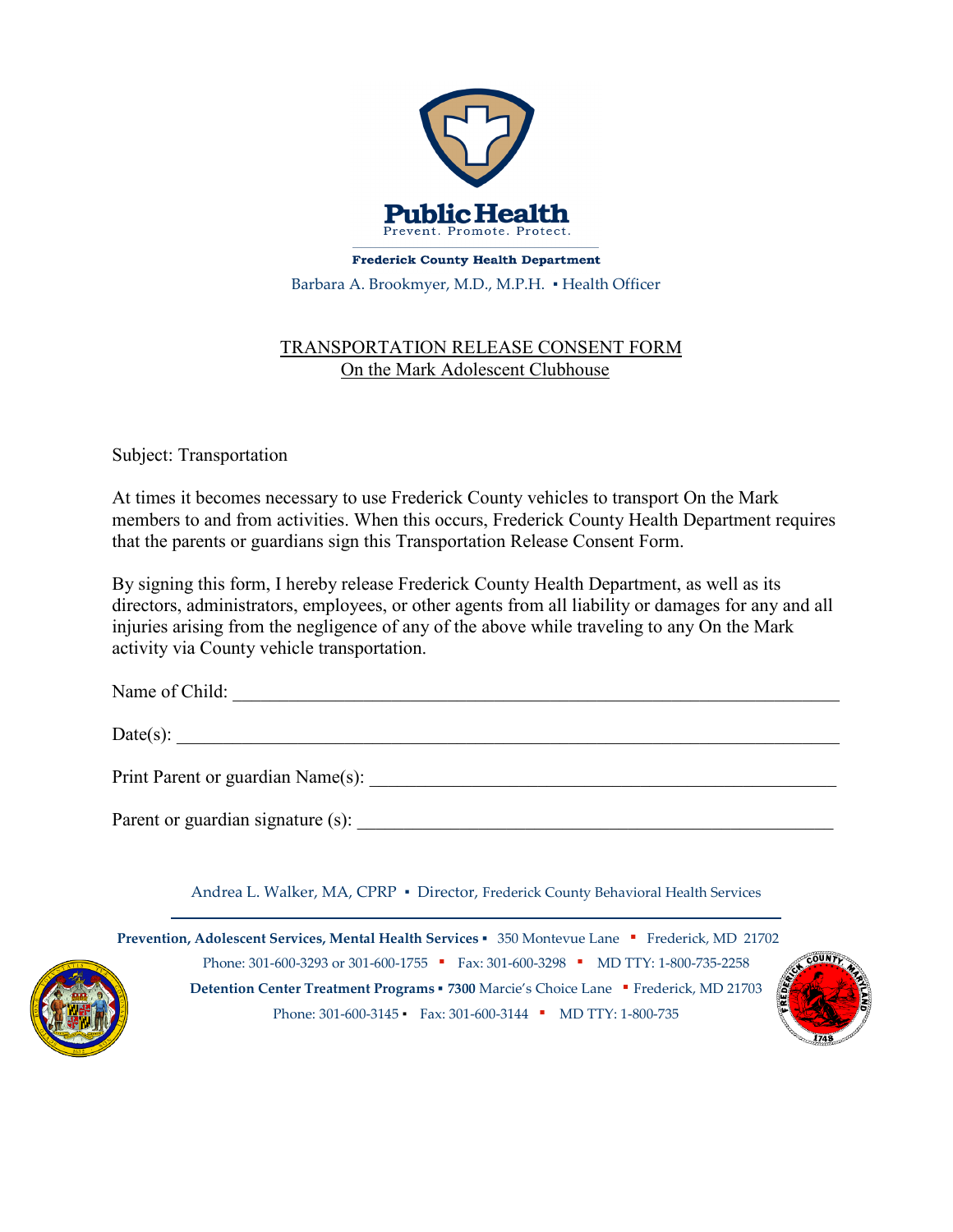Public Health
Prevent. Promote. Protect.

**Frederick County Health Department**

Barbara A. Brookmyer, M.D., M.P.H. ▪ Health Officer

# TRANSPORTATION RELEASE CONSENT FORM
## On the Mark Adolescent Clubhouse

Subject: Transportation

At times it becomes necessary to use Frederick County vehicles to transport On the Mark members to and from activities. When this occurs, Frederick County Health Department requires that the parents or guardians sign this Transportation Release Consent Form.

By signing this form, I hereby release Frederick County Health Department, as well as its directors, administrators, employees, or other agents from all liability or damages for any and all injuries arising from the negligence of any of the above while traveling to any On the Mark activity via County vehicle transportation.

Name of Child: ________________________________________________________________

Date(s): ______________________________________________________________________

Print Parent or guardian Name(s): ________________________________________________

Parent or guardian signature (s): ________________________________________________

Andrea L. Walker, MA, CPRP ▪ Director, Frederick County Behavioral Health Services

**Prevention, Adolescent Services, Mental Health Services** ▪ 350 Montevue Lane ▪ Frederick, MD 21702
Phone: 301-600-3293 or 301-600-1755 ▪ Fax: 301-600-3298 ▪ MD TTY: 1-800-735-2258
**Detention Center Treatment Programs** ▪ **7300** Marcie's Choice Lane ▪ Frederick, MD 21703
Phone: 301-600-3145 ▪ Fax: 301-600-3144 ▪ MD TTY: 1-800-735